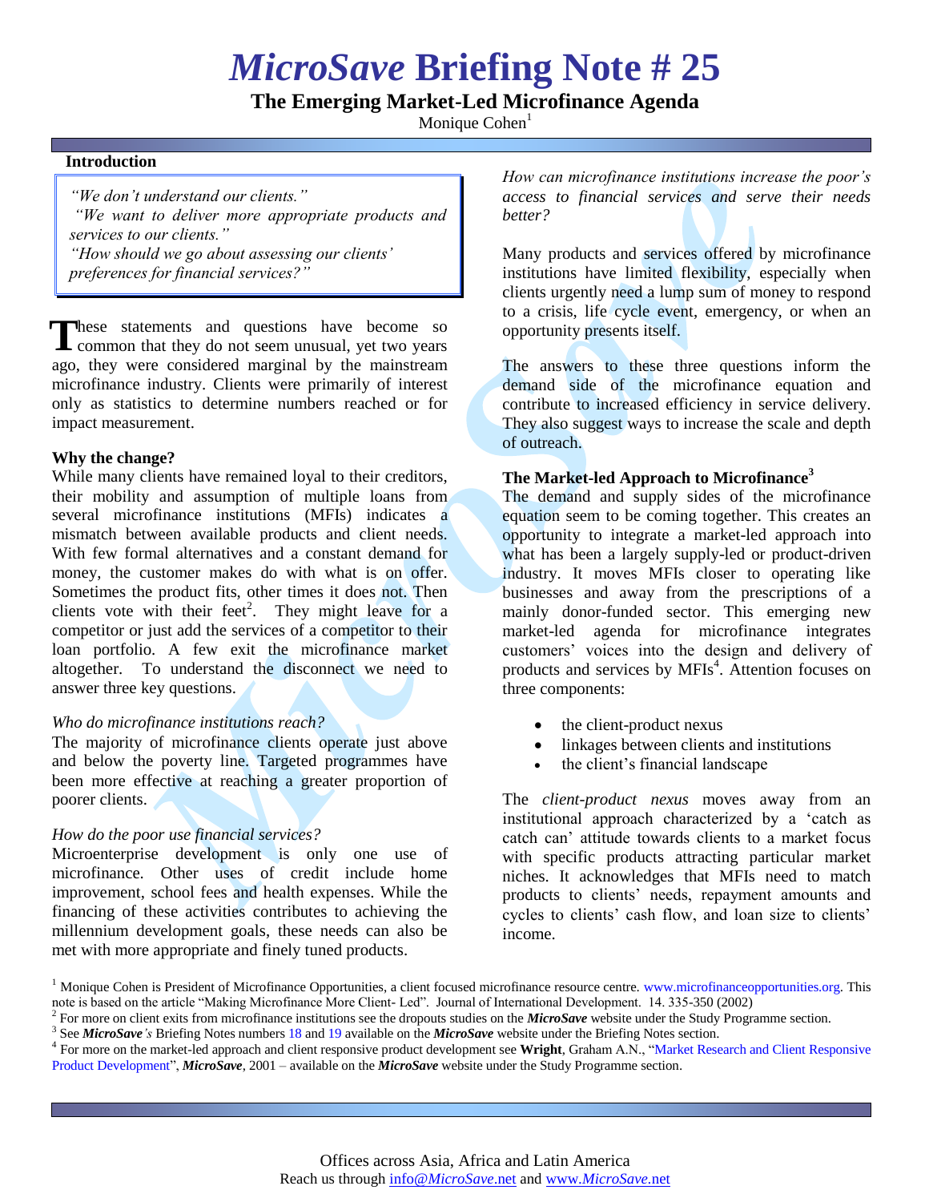# *MicroSave* Briefing Note # 25

## The Emerging Market-Led Microfinance Agenda

Monique Cohen[1]

### Introduction

> *"We don't understand our clients."*
> *"We want to deliver more appropriate products and services to our clients."*
> *"How should we go about assessing our clients' preferences for financial services?"*

These statements and questions have become so common that they do not seem unusual, yet two years ago, they were considered marginal by the mainstream microfinance industry. Clients were primarily of interest only as statistics to determine numbers reached or for impact measurement.

**Why the change?**

While many clients have remained loyal to their creditors, their mobility and assumption of multiple loans from several microfinance institutions (MFIs) indicates a mismatch between available products and client needs. With few formal alternatives and a constant demand for money, the customer makes do with what is on offer. Sometimes the product fits, other times it does not. Then clients vote with their feet[2]. They might leave for a competitor or just add the services of a competitor to their loan portfolio. A few exit the microfinance market altogether. To understand the disconnect we need to answer three key questions.

*Who do microfinance institutions reach?*

The majority of microfinance clients operate just above and below the poverty line. Targeted programmes have been more effective at reaching a greater proportion of poorer clients.

*How do the poor use financial services?*

Microenterprise development is only one use of microfinance. Other uses of credit include home improvement, school fees and health expenses. While the financing of these activities contributes to achieving the millennium development goals, these needs can also be met with more appropriate and finely tuned products.

*How can microfinance institutions increase the poor's access to financial services and serve their needs better?*

Many products and services offered by microfinance institutions have limited flexibility, especially when clients urgently need a lump sum of money to respond to a crisis, life cycle event, emergency, or when an opportunity presents itself.

The answers to these three questions inform the demand side of the microfinance equation and contribute to increased efficiency in service delivery. They also suggest ways to increase the scale and depth of outreach.

**The Market-led Approach to Microfinance[3]**

The demand and supply sides of the microfinance equation seem to be coming together. This creates an opportunity to integrate a market-led approach into what has been a largely supply-led or product-driven industry. It moves MFIs closer to operating like businesses and away from the prescriptions of a mainly donor-funded sector. This emerging new market-led agenda for microfinance integrates customers' voices into the design and delivery of products and services by MFIs[4]. Attention focuses on three components:

- the client-product nexus
- linkages between clients and institutions
- the client's financial landscape

The *client-product nexus* moves away from an institutional approach characterized by a 'catch as catch can' attitude towards clients to a market focus with specific products attracting particular market niches. It acknowledges that MFIs need to match products to clients' needs, repayment amounts and cycles to clients' cash flow, and loan size to clients' income.

---

[1] Monique Cohen is President of Microfinance Opportunities, a client focused microfinance resource centre. www.microfinanceopportunities.org. This note is based on the article "Making Microfinance More Client- Led". Journal of International Development. 14. 335-350 (2002)

[2] For more on client exits from microfinance institutions see the dropouts studies on the ***MicroSave*** website under the Study Programme section.

[3] See ***MicroSave's*** Briefing Notes numbers 18 and 19 available on the ***MicroSave*** website under the Briefing Notes section.

[4] For more on the market-led approach and client responsive product development see **Wright**, Graham A.N., "Market Research and Client Responsive Product Development", ***MicroSave***, 2001 – available on the ***MicroSave*** website under the Study Programme section.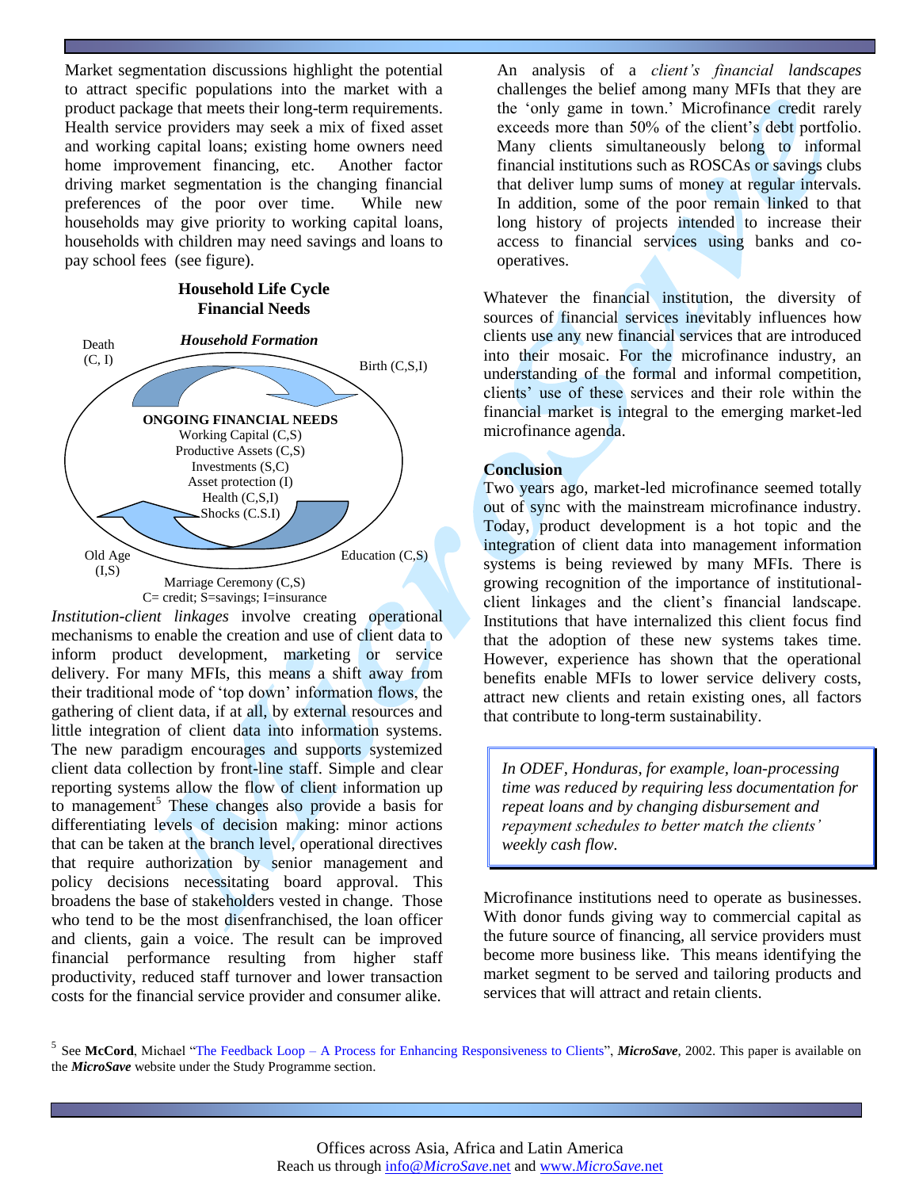Market segmentation discussions highlight the potential to attract specific populations into the market with a product package that meets their long-term requirements. Health service providers may seek a mix of fixed asset and working capital loans; existing home owners need home improvement financing, etc. Another factor driving market segmentation is the changing financial preferences of the poor over time. While new households may give priority to working capital loans, households with children may need savings and loans to pay school fees (see figure).

**Household Life Cycle Financial Needs**

*Household Formation*

Death (C, I)

Birth (C,S,I)

**ONGOING FINANCIAL NEEDS**
Working Capital (C,S)
Productive Assets (C,S)
Investments (S,C)
Asset protection (I)
Health (C,S,I)
Shocks (C.S.I)

Old Age (I,S)

Education (C,S)

Marriage Ceremony (C,S)

C= credit; S=savings; I=insurance

*Institution-client linkages* involve creating operational mechanisms to enable the creation and use of client data to inform product development, marketing or service delivery. For many MFIs, this means a shift away from their traditional mode of 'top down' information flows, the gathering of client data, if at all, by external resources and little integration of client data into information systems. The new paradigm encourages and supports systemized client data collection by front-line staff. Simple and clear reporting systems allow the flow of client information up to management[5] These changes also provide a basis for differentiating levels of decision making: minor actions that can be taken at the branch level, operational directives that require authorization by senior management and policy decisions necessitating board approval. This broadens the base of stakeholders vested in change. Those who tend to be the most disenfranchised, the loan officer and clients, gain a voice. The result can be improved financial performance resulting from higher staff productivity, reduced staff turnover and lower transaction costs for the financial service provider and consumer alike.

An analysis of a *client's financial landscapes* challenges the belief among many MFIs that they are the 'only game in town.' Microfinance credit rarely exceeds more than 50% of the client's debt portfolio. Many clients simultaneously belong to informal financial institutions such as ROSCAs or savings clubs that deliver lump sums of money at regular intervals. In addition, some of the poor remain linked to that long history of projects intended to increase their access to financial services using banks and co-operatives.

Whatever the financial institution, the diversity of sources of financial services inevitably influences how clients use any new financial services that are introduced into their mosaic. For the microfinance industry, an understanding of the formal and informal competition, clients' use of these services and their role within the financial market is integral to the emerging market-led microfinance agenda.

**Conclusion**

Two years ago, market-led microfinance seemed totally out of sync with the mainstream microfinance industry. Today, product development is a hot topic and the integration of client data into management information systems is being reviewed by many MFIs. There is growing recognition of the importance of institutional-client linkages and the client's financial landscape. Institutions that have internalized this client focus find that the adoption of these new systems takes time. However, experience has shown that the operational benefits enable MFIs to lower service delivery costs, attract new clients and retain existing ones, all factors that contribute to long-term sustainability.

> *In ODEF, Honduras, for example, loan-processing time was reduced by requiring less documentation for repeat loans and by changing disbursement and repayment schedules to better match the clients' weekly cash flow.*

Microfinance institutions need to operate as businesses. With donor funds giving way to commercial capital as the future source of financing, all service providers must become more business like. This means identifying the market segment to be served and tailoring products and services that will attract and retain clients.

[5] See **McCord**, Michael "The Feedback Loop – A Process for Enhancing Responsiveness to Clients", ***MicroSave***, 2002. This paper is available on the ***MicroSave*** website under the Study Programme section.

Offices across Asia, Africa and Latin America
Reach us through info@*MicroSave*.net and www.*MicroSave*.net